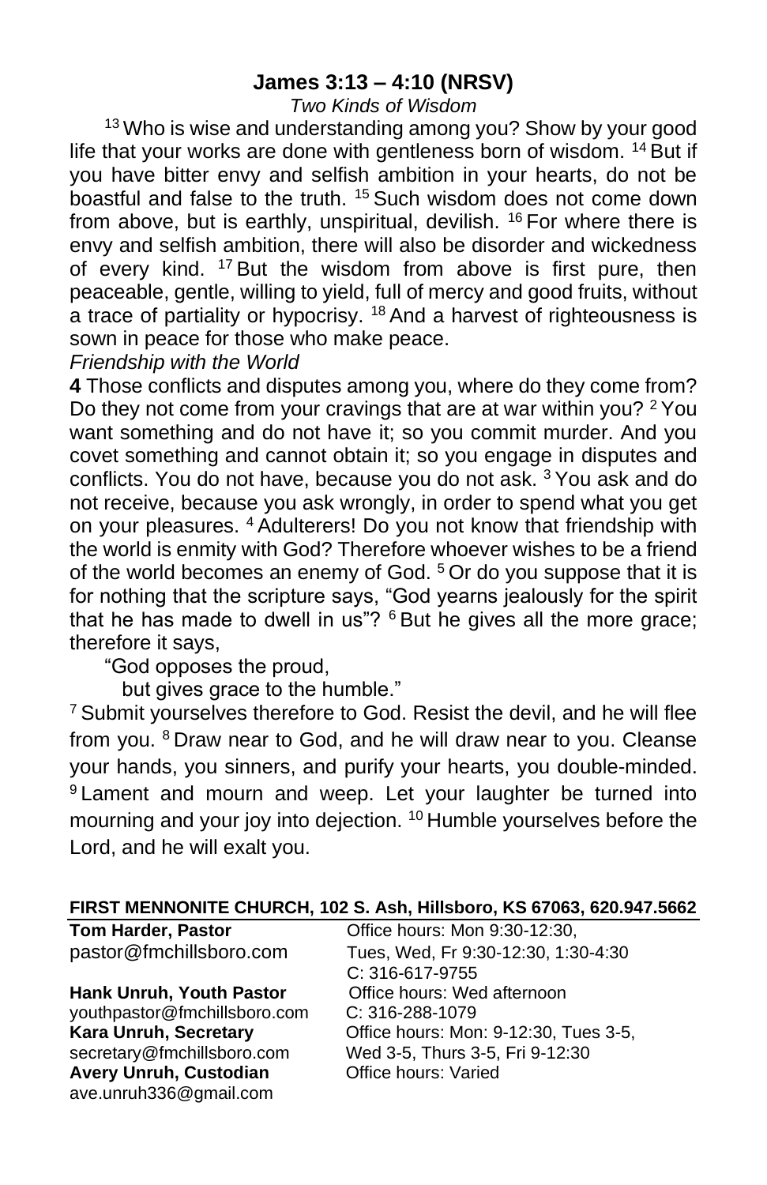## James 3:13 – 4:10 (NRSV)

*Two Kinds of Wisdom*

[13] Who is wise and understanding among you? Show by your good life that your works are done with gentleness born of wisdom. [14] But if you have bitter envy and selfish ambition in your hearts, do not be boastful and false to the truth. [15] Such wisdom does not come down from above, but is earthly, unspiritual, devilish. [16] For where there is envy and selfish ambition, there will also be disorder and wickedness of every kind. [17] But the wisdom from above is first pure, then peaceable, gentle, willing to yield, full of mercy and good fruits, without a trace of partiality or hypocrisy. [18] And a harvest of righteousness is sown in peace for those who make peace.

*Friendship with the World*

**4** Those conflicts and disputes among you, where do they come from? Do they not come from your cravings that are at war within you? [2] You want something and do not have it; so you commit murder. And you covet something and cannot obtain it; so you engage in disputes and conflicts. You do not have, because you do not ask. [3] You ask and do not receive, because you ask wrongly, in order to spend what you get on your pleasures. [4] Adulterers! Do you not know that friendship with the world is enmity with God? Therefore whoever wishes to be a friend of the world becomes an enemy of God. [5] Or do you suppose that it is for nothing that the scripture says, "God yearns jealously for the spirit that he has made to dwell in us"? [6] But he gives all the more grace; therefore it says,

"God opposes the proud,
but gives grace to the humble."

[7] Submit yourselves therefore to God. Resist the devil, and he will flee from you. [8] Draw near to God, and he will draw near to you. Cleanse your hands, you sinners, and purify your hearts, you double-minded. [9] Lament and mourn and weep. Let your laughter be turned into mourning and your joy into dejection. [10] Humble yourselves before the Lord, and he will exalt you.

**FIRST MENNONITE CHURCH, 102 S. Ash, Hillsboro, KS 67063, 620.947.5662**

**Tom Harder, Pastor**
pastor@fmchillsboro.com
Office hours: Mon 9:30-12:30, Tues, Wed, Fr 9:30-12:30, 1:30-4:30
C: 316-617-9755

**Hank Unruh, Youth Pastor**
youthpastor@fmchillsboro.com
Office hours: Wed afternoon
C: 316-288-1079

**Kara Unruh, Secretary**
secretary@fmchillsboro.com
Office hours: Mon: 9-12:30, Tues 3-5, Wed 3-5, Thurs 3-5, Fri 9-12:30

**Avery Unruh, Custodian**
ave.unruh336@gmail.com
Office hours: Varied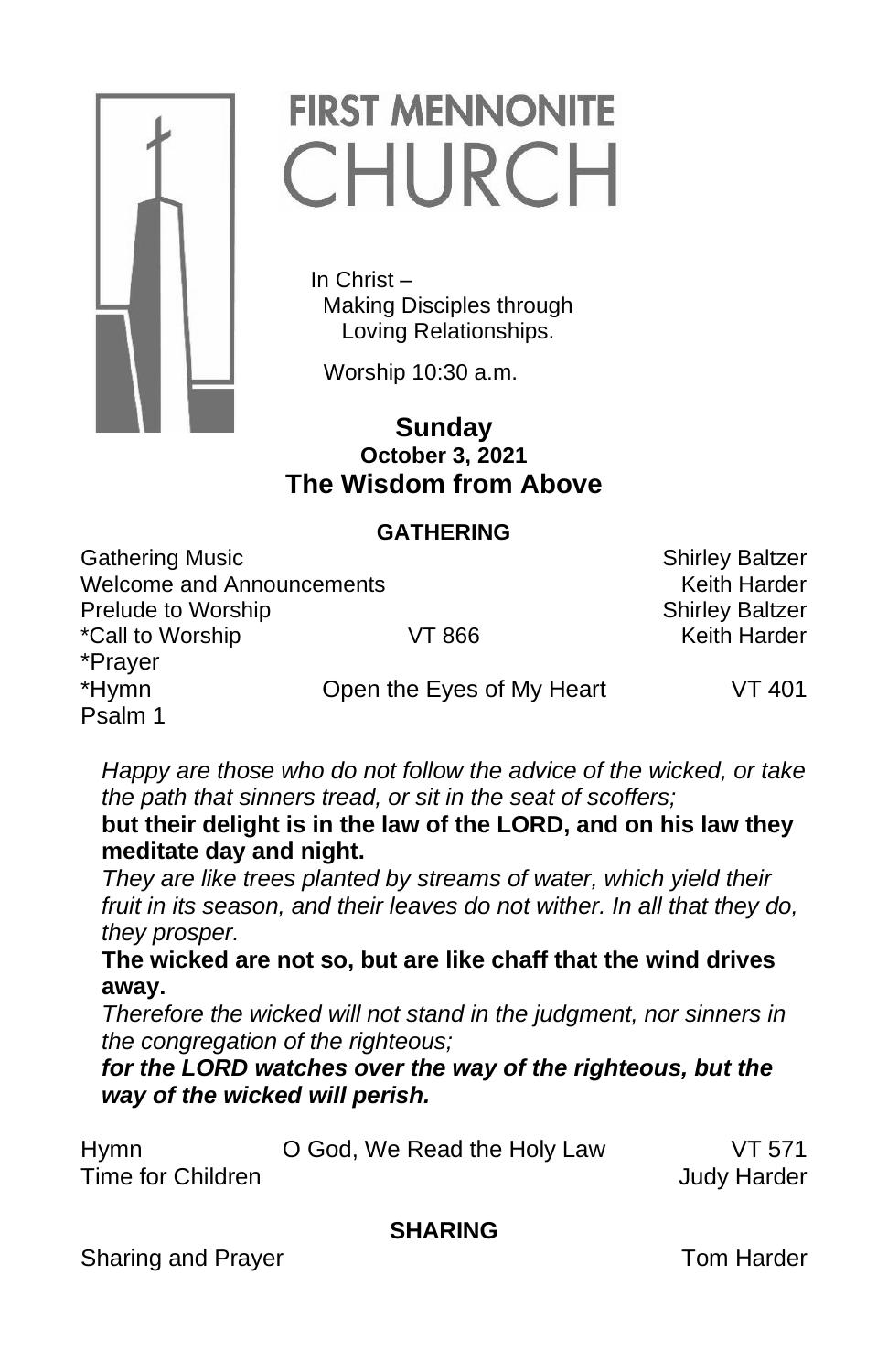# FIRST MENNONITE CHURCH

In Christ –
Making Disciples through
Loving Relationships.

Worship 10:30 a.m.

**Sunday**
**October 3, 2021**
**The Wisdom from Above**

## GATHERING

| | | |
|---|---|---|
| Gathering Music | | Shirley Baltzer |
| Welcome and Announcements | | Keith Harder |
| Prelude to Worship | | Shirley Baltzer |
| *Call to Worship | VT 866 | Keith Harder |
| *Prayer | | |
| *Hymn | Open the Eyes of My Heart | VT 401 |

Psalm 1

*Happy are those who do not follow the advice of the wicked, or take the path that sinners tread, or sit in the seat of scoffers;*

**but their delight is in the law of the LORD, and on his law they meditate day and night.**

*They are like trees planted by streams of water, which yield their fruit in its season, and their leaves do not wither. In all that they do, they prosper.*

**The wicked are not so, but are like chaff that the wind drives away.**

*Therefore the wicked will not stand in the judgment, nor sinners in the congregation of the righteous;*

***for the LORD watches over the way of the righteous, but the way of the wicked will perish.***

| | | |
|---|---|---|
| Hymn | O God, We Read the Holy Law | VT 571 |
| Time for Children | | Judy Harder |

## SHARING

Sharing and Prayer — Tom Harder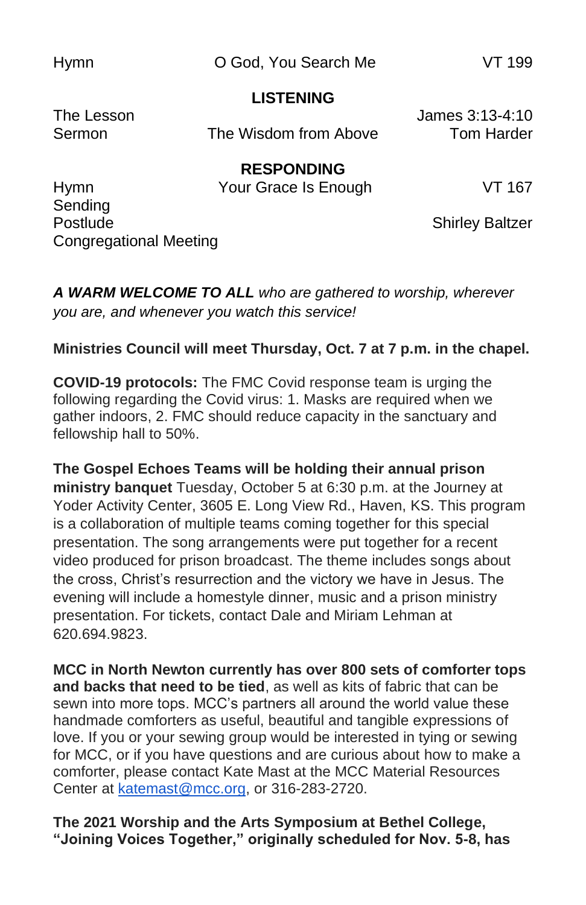| | | |
|---|---|---|
| Hymn | O God, You Search Me | VT 199 |

**LISTENING**

| | | |
|---|---|---|
| The Lesson | | James 3:13-4:10 |
| Sermon | The Wisdom from Above | Tom Harder |

**RESPONDING**

| | | |
|---|---|---|
| Hymn | Your Grace Is Enough | VT 167 |
| Sending | | |
| Postlude | | Shirley Baltzer |
| Congregational Meeting | | |

***A WARM WELCOME TO ALL*** *who are gathered to worship, wherever you are, and whenever you watch this service!*

**Ministries Council will meet Thursday, Oct. 7 at 7 p.m. in the chapel.**

**COVID-19 protocols:** The FMC Covid response team is urging the following regarding the Covid virus: 1. Masks are required when we gather indoors, 2. FMC should reduce capacity in the sanctuary and fellowship hall to 50%.

**The Gospel Echoes Teams will be holding their annual prison ministry banquet** Tuesday, October 5 at 6:30 p.m. at the Journey at Yoder Activity Center, 3605 E. Long View Rd., Haven, KS. This program is a collaboration of multiple teams coming together for this special presentation. The song arrangements were put together for a recent video produced for prison broadcast. The theme includes songs about the cross, Christ's resurrection and the victory we have in Jesus. The evening will include a homestyle dinner, music and a prison ministry presentation. For tickets, contact Dale and Miriam Lehman at 620.694.9823.

**MCC in North Newton currently has over 800 sets of comforter tops and backs that need to be tied**, as well as kits of fabric that can be sewn into more tops. MCC's partners all around the world value these handmade comforters as useful, beautiful and tangible expressions of love. If you or your sewing group would be interested in tying or sewing for MCC, or if you have questions and are curious about how to make a comforter, please contact Kate Mast at the MCC Material Resources Center at katemast@mcc.org, or 316-283-2720.

**The 2021 Worship and the Arts Symposium at Bethel College, "Joining Voices Together," originally scheduled for Nov. 5-8, has**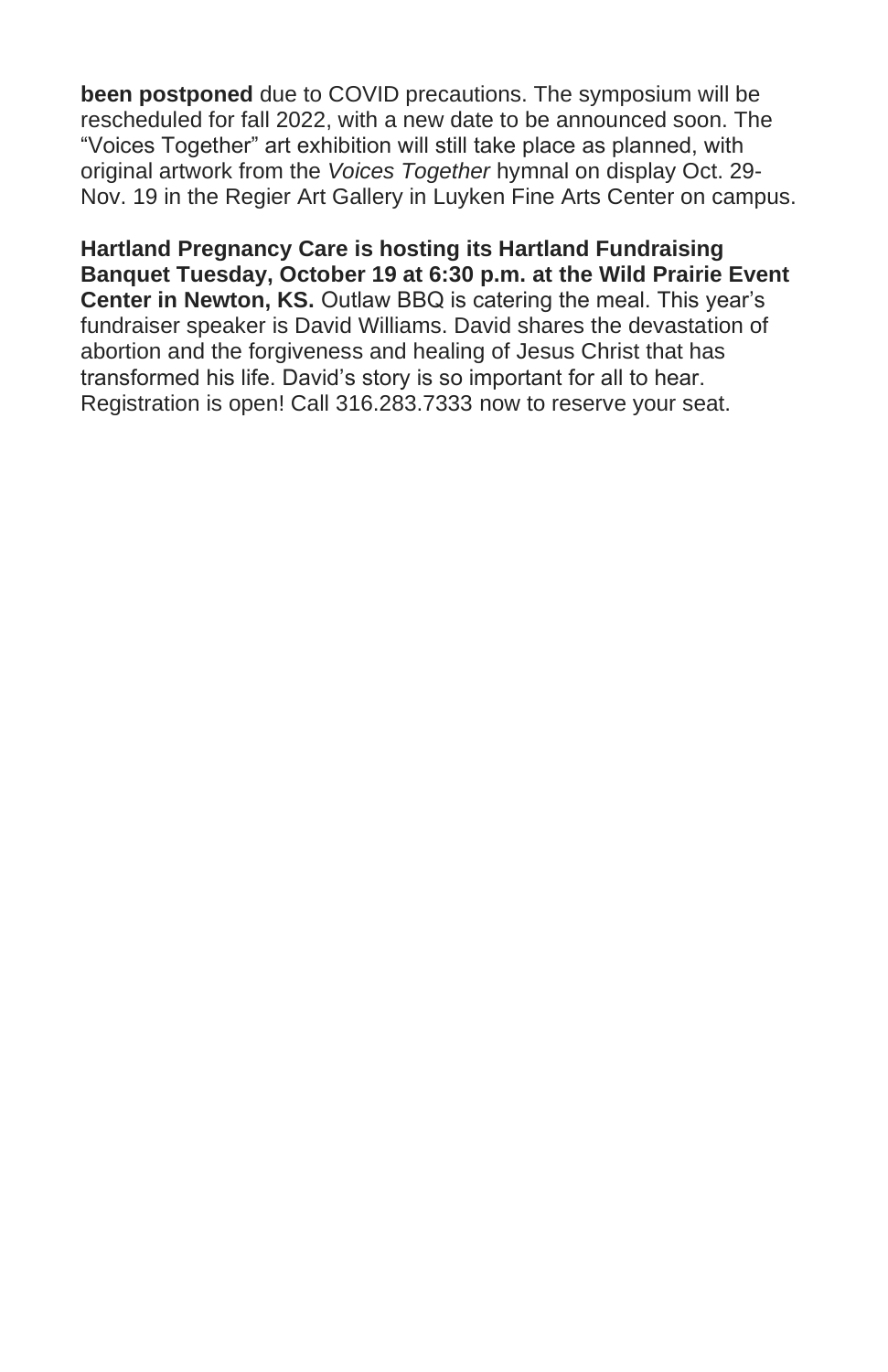**been postponed** due to COVID precautions. The symposium will be rescheduled for fall 2022, with a new date to be announced soon. The "Voices Together" art exhibition will still take place as planned, with original artwork from the *Voices Together* hymnal on display Oct. 29-Nov. 19 in the Regier Art Gallery in Luyken Fine Arts Center on campus.

**Hartland Pregnancy Care is hosting its Hartland Fundraising Banquet Tuesday, October 19 at 6:30 p.m. at the Wild Prairie Event Center in Newton, KS.** Outlaw BBQ is catering the meal. This year's fundraiser speaker is David Williams. David shares the devastation of abortion and the forgiveness and healing of Jesus Christ that has transformed his life. David's story is so important for all to hear. Registration is open! Call 316.283.7333 now to reserve your seat.